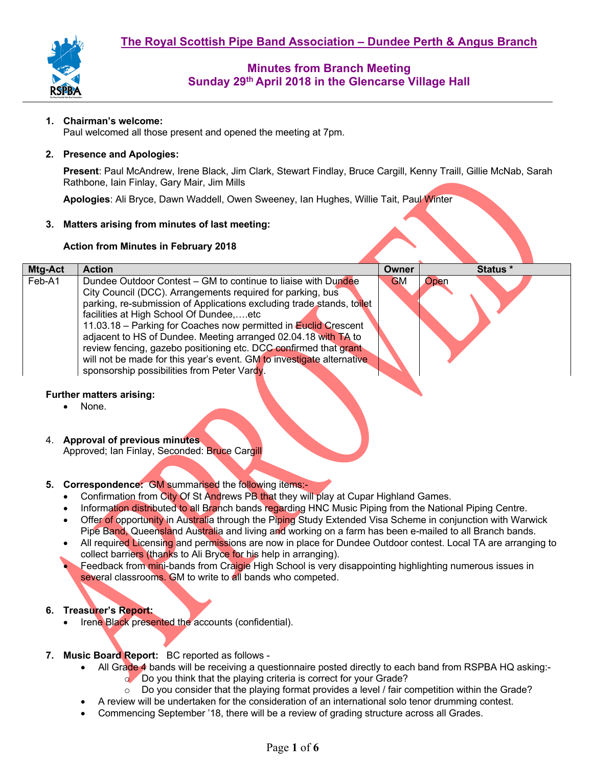# The Royal Scottish Pipe Band Association – Dundee Perth & Angus Branch

## Minutes from Branch Meeting
## Sunday 29th April 2018 in the Glencarse Village Hall

1. **Chairman's welcome:**
   Paul welcomed all those present and opened the meeting at 7pm.

2. **Presence and Apologies:**

   **Present**: Paul McAndrew, Irene Black, Jim Clark, Stewart Findlay, Bruce Cargill, Kenny Traill, Gillie McNab, Sarah Rathbone, Iain Finlay, Gary Mair, Jim Mills

   **Apologies**: Ali Bryce, Dawn Waddell, Owen Sweeney, Ian Hughes, Willie Tait, Paul Winter

3. **Matters arising from minutes of last meeting:**

   **Action from Minutes in February 2018**

| Mtg-Act | Action | Owner | Status * |
|---|---|---|---|
| Feb-A1 | Dundee Outdoor Contest – GM to continue to liaise with Dundee City Council (DCC). Arrangements required for parking, bus parking, re-submission of Applications excluding trade stands, toilet facilities at High School Of Dundee,….etc<br>11.03.18 – Parking for Coaches now permitted in Euclid Crescent adjacent to HS of Dundee. Meeting arranged 02.04.18 with TA to review fencing, gazebo positioning etc. DCC confirmed that grant will not be made for this year's event. GM to investigate alternative sponsorship possibilities from Peter Vardy. | GM | Open |

**Further matters arising:**

- None.

4. **Approval of previous minutes**
   Approved; Ian Finlay, Seconded: Bruce Cargill

5. **Correspondence:** GM summarised the following items:-
   - Confirmation from City Of St Andrews PB that they will play at Cupar Highland Games.
   - Information distributed to all Branch bands regarding HNC Music Piping from the National Piping Centre.
   - Offer of opportunity in Australia through the Piping Study Extended Visa Scheme in conjunction with Warwick Pipe Band, Queensland Australia and living and working on a farm has been e-mailed to all Branch bands.
   - All required Licensing and permissions are now in place for Dundee Outdoor contest. Local TA are arranging to collect barriers (thanks to Ali Bryce for his help in arranging).
   - Feedback from mini-bands from Craigie High School is very disappointing highlighting numerous issues in several classrooms. GM to write to all bands who competed.

6. **Treasurer's Report:**
   - Irene Black presented the accounts (confidential).

7. **Music Board Report:** BC reported as follows -
   - All Grade 4 bands will be receiving a questionnaire posted directly to each band from RSPBA HQ asking:-
     - Do you think that the playing criteria is correct for your Grade?
     - Do you consider that the playing format provides a level / fair competition within the Grade?
   - A review will be undertaken for the consideration of an international solo tenor drumming contest.
   - Commencing September '18, there will be a review of grading structure across all Grades.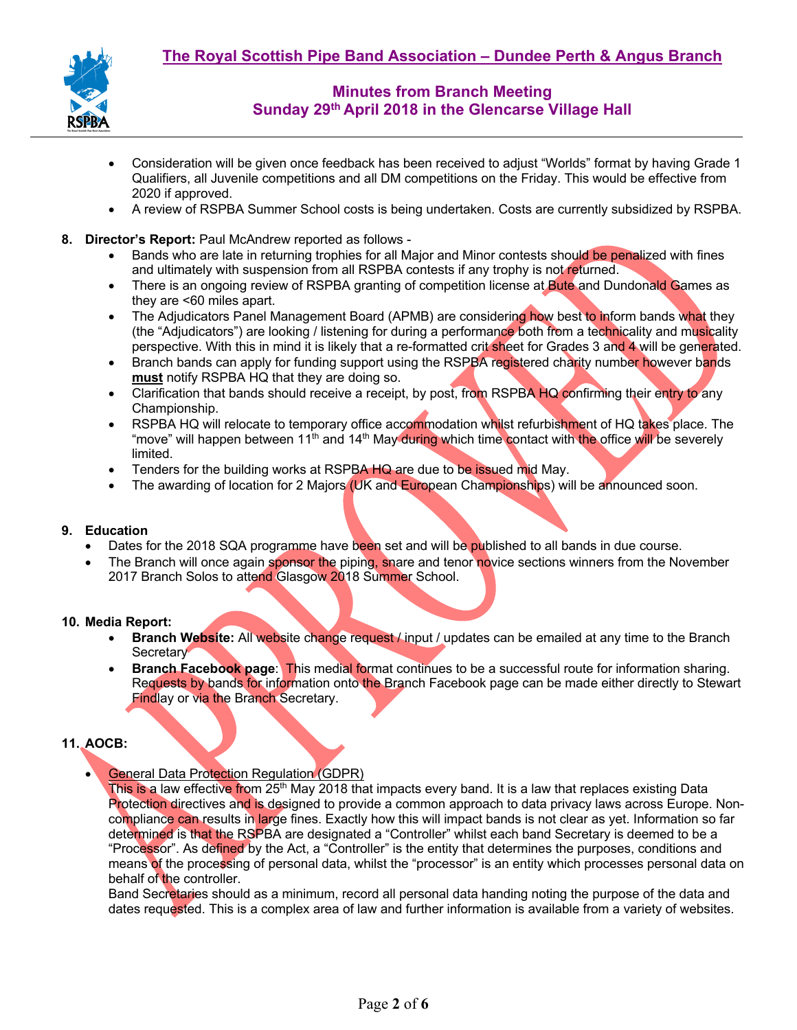- Consideration will be given once feedback has been received to adjust "Worlds" format by having Grade 1 Qualifiers, all Juvenile competitions and all DM competitions on the Friday. This would be effective from 2020 if approved.
- A review of RSPBA Summer School costs is being undertaken. Costs are currently subsidized by RSPBA.

**8. Director's Report:** Paul McAndrew reported as follows -

- Bands who are late in returning trophies for all Major and Minor contests should be penalized with fines and ultimately with suspension from all RSPBA contests if any trophy is not returned.
- There is an ongoing review of RSPBA granting of competition license at Bute and Dundonald Games as they are <60 miles apart.
- The Adjudicators Panel Management Board (APMB) are considering how best to inform bands what they (the "Adjudicators") are looking / listening for during a performance both from a technicality and musicality perspective. With this in mind it is likely that a re-formatted crit sheet for Grades 3 and 4 will be generated.
- Branch bands can apply for funding support using the RSPBA registered charity number however bands **must** notify RSPBA HQ that they are doing so.
- Clarification that bands should receive a receipt, by post, from RSPBA HQ confirming their entry to any Championship.
- RSPBA HQ will relocate to temporary office accommodation whilst refurbishment of HQ takes place. The "move" will happen between 11th and 14th May during which time contact with the office will be severely limited.
- Tenders for the building works at RSPBA HQ are due to be issued mid May.
- The awarding of location for 2 Majors (UK and European Championships) will be announced soon.

**9. Education**

- Dates for the 2018 SQA programme have been set and will be published to all bands in due course.
- The Branch will once again sponsor the piping, snare and tenor novice sections winners from the November 2017 Branch Solos to attend Glasgow 2018 Summer School.

**10. Media Report:**

- **Branch Website:** All website change request / input / updates can be emailed at any time to the Branch Secretary
- **Branch Facebook page**: This medial format continues to be a successful route for information sharing. Requests by bands for information onto the Branch Facebook page can be made either directly to Stewart Findlay or via the Branch Secretary.

**11. AOCB:**

- General Data Protection Regulation (GDPR)
  This is a law effective from 25th May 2018 that impacts every band. It is a law that replaces existing Data Protection directives and is designed to provide a common approach to data privacy laws across Europe. Non-compliance can results in large fines. Exactly how this will impact bands is not clear as yet. Information so far determined is that the RSPBA are designated a "Controller" whilst each band Secretary is deemed to be a "Processor". As defined by the Act, a "Controller" is the entity that determines the purposes, conditions and means of the processing of personal data, whilst the "processor" is an entity which processes personal data on behalf of the controller.
  Band Secretaries should as a minimum, record all personal data handing noting the purpose of the data and dates requested. This is a complex area of law and further information is available from a variety of websites.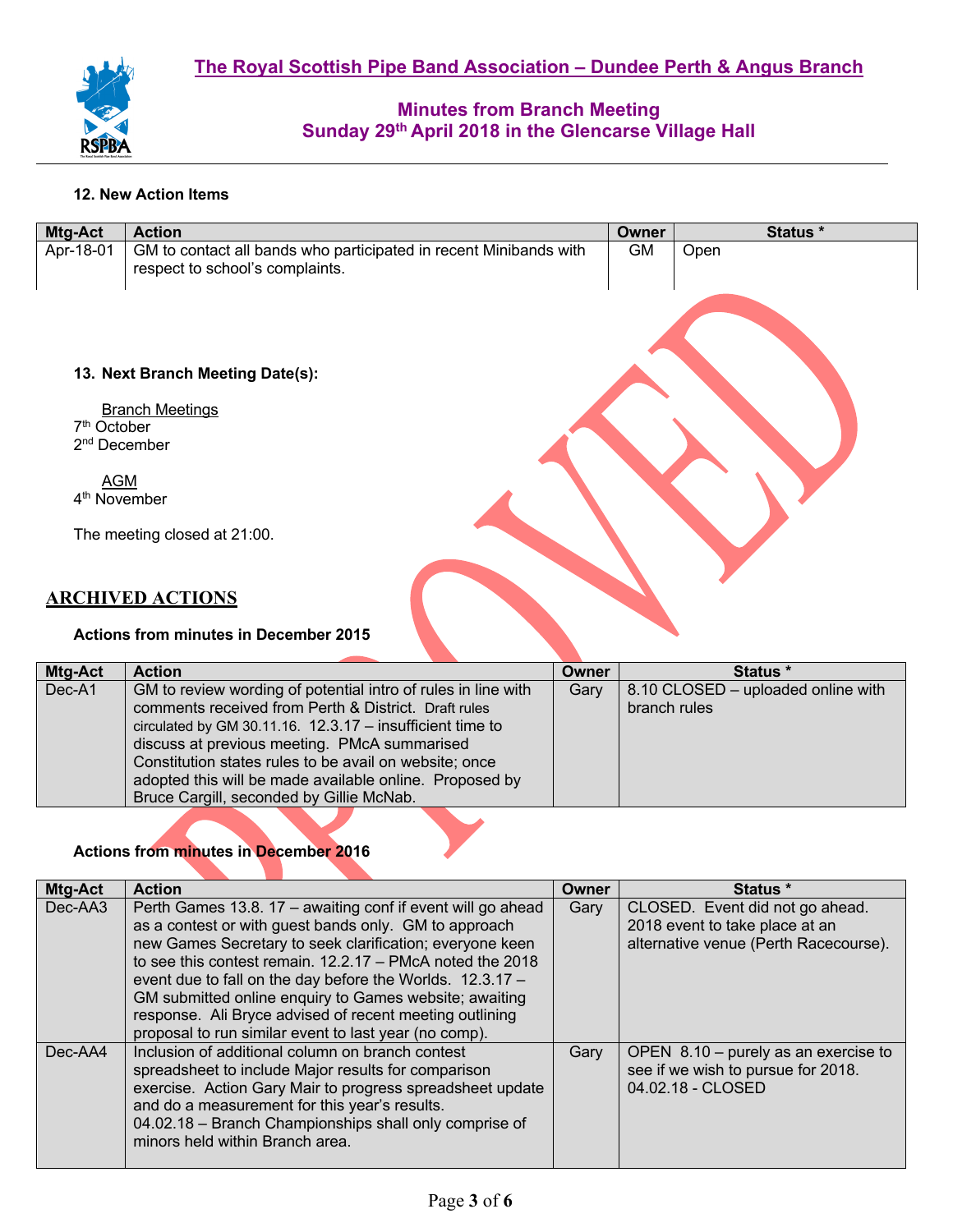## The Royal Scottish Pipe Band Association – Dundee Perth & Angus Branch

### Minutes from Branch Meeting
### Sunday 29th April 2018 in the Glencarse Village Hall

**12. New Action Items**

| Mtg-Act | Action | Owner | Status * |
|---|---|---|---|
| Apr-18-01 | GM to contact all bands who participated in recent Minibands with respect to school's complaints. | GM | Open |

**13. Next Branch Meeting Date(s):**

Branch Meetings
7th October
2nd December

AGM
4th November

The meeting closed at 21:00.

## ARCHIVED ACTIONS

**Actions from minutes in December 2015**

| Mtg-Act | Action | Owner | Status * |
|---|---|---|---|
| Dec-A1 | GM to review wording of potential intro of rules in line with comments received from Perth & District. Draft rules circulated by GM 30.11.16. 12.3.17 – insufficient time to discuss at previous meeting. PMcA summarised Constitution states rules to be avail on website; once adopted this will be made available online. Proposed by Bruce Cargill, seconded by Gillie McNab. | Gary | 8.10 CLOSED – uploaded online with branch rules |

**Actions from minutes in December 2016**

| Mtg-Act | Action | Owner | Status * |
|---|---|---|---|
| Dec-AA3 | Perth Games 13.8. 17 – awaiting conf if event will go ahead as a contest or with guest bands only. GM to approach new Games Secretary to seek clarification; everyone keen to see this contest remain. 12.2.17 – PMcA noted the 2018 event due to fall on the day before the Worlds. 12.3.17 – GM submitted online enquiry to Games website; awaiting response. Ali Bryce advised of recent meeting outlining proposal to run similar event to last year (no comp). | Gary | CLOSED. Event did not go ahead. 2018 event to take place at an alternative venue (Perth Racecourse). |
| Dec-AA4 | Inclusion of additional column on branch contest spreadsheet to include Major results for comparison exercise. Action Gary Mair to progress spreadsheet update and do a measurement for this year's results. 04.02.18 – Branch Championships shall only comprise of minors held within Branch area. | Gary | OPEN 8.10 – purely as an exercise to see if we wish to pursue for 2018. 04.02.18 - CLOSED |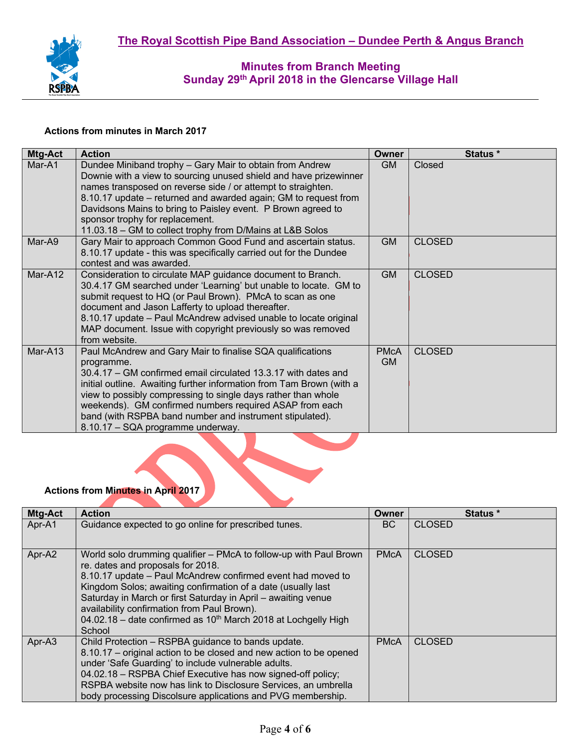## The Royal Scottish Pipe Band Association – Dundee Perth & Angus Branch

### Minutes from Branch Meeting
### Sunday 29th April 2018 in the Glencarse Village Hall

**Actions from minutes in March 2017**

| Mtg-Act | Action | Owner | Status * |
|---|---|---|---|
| Mar-A1 | Dundee Miniband trophy – Gary Mair to obtain from Andrew Downie with a view to sourcing unused shield and have prizewinner names transposed on reverse side / or attempt to straighten.<br>8.10.17 update – returned and awarded again; GM to request from Davidsons Mains to bring to Paisley event. P Brown agreed to sponsor trophy for replacement.<br>11.03.18 – GM to collect trophy from D/Mains at L&B Solos | GM | Closed |
| Mar-A9 | Gary Mair to approach Common Good Fund and ascertain status.<br>8.10.17 update - this was specifically carried out for the Dundee contest and was awarded. | GM | CLOSED |
| Mar-A12 | Consideration to circulate MAP guidance document to Branch.<br>30.4.17 GM searched under 'Learning' but unable to locate. GM to submit request to HQ (or Paul Brown). PMcA to scan as one document and Jason Lafferty to upload thereafter.<br>8.10.17 update – Paul McAndrew advised unable to locate original MAP document. Issue with copyright previously so was removed from website. | GM | CLOSED |
| Mar-A13 | Paul McAndrew and Gary Mair to finalise SQA qualifications programme.<br>30.4.17 – GM confirmed email circulated 13.3.17 with dates and initial outline. Awaiting further information from Tam Brown (with a view to possibly compressing to single days rather than whole weekends). GM confirmed numbers required ASAP from each band (with RSPBA band number and instrument stipulated).<br>8.10.17 – SQA programme underway. | PMcA<br>GM | CLOSED |

**Actions from Minutes in April 2017**

| Mtg-Act | Action | Owner | Status * |
|---|---|---|---|
| Apr-A1 | Guidance expected to go online for prescribed tunes. | BC | CLOSED |
| Apr-A2 | World solo drumming qualifier – PMcA to follow-up with Paul Brown re. dates and proposals for 2018.<br>8.10.17 update – Paul McAndrew confirmed event had moved to Kingdom Solos; awaiting confirmation of a date (usually last Saturday in March or first Saturday in April – awaiting venue availability confirmation from Paul Brown).<br>04.02.18 – date confirmed as 10th March 2018 at Lochgelly High School | PMcA | CLOSED |
| Apr-A3 | Child Protection – RSPBA guidance to bands update.<br>8.10.17 – original action to be closed and new action to be opened under 'Safe Guarding' to include vulnerable adults.<br>04.02.18 – RSPBA Chief Executive has now signed-off policy; RSPBA website now has link to Disclosure Services, an umbrella body processing Discolsure applications and PVG membership. | PMcA | CLOSED |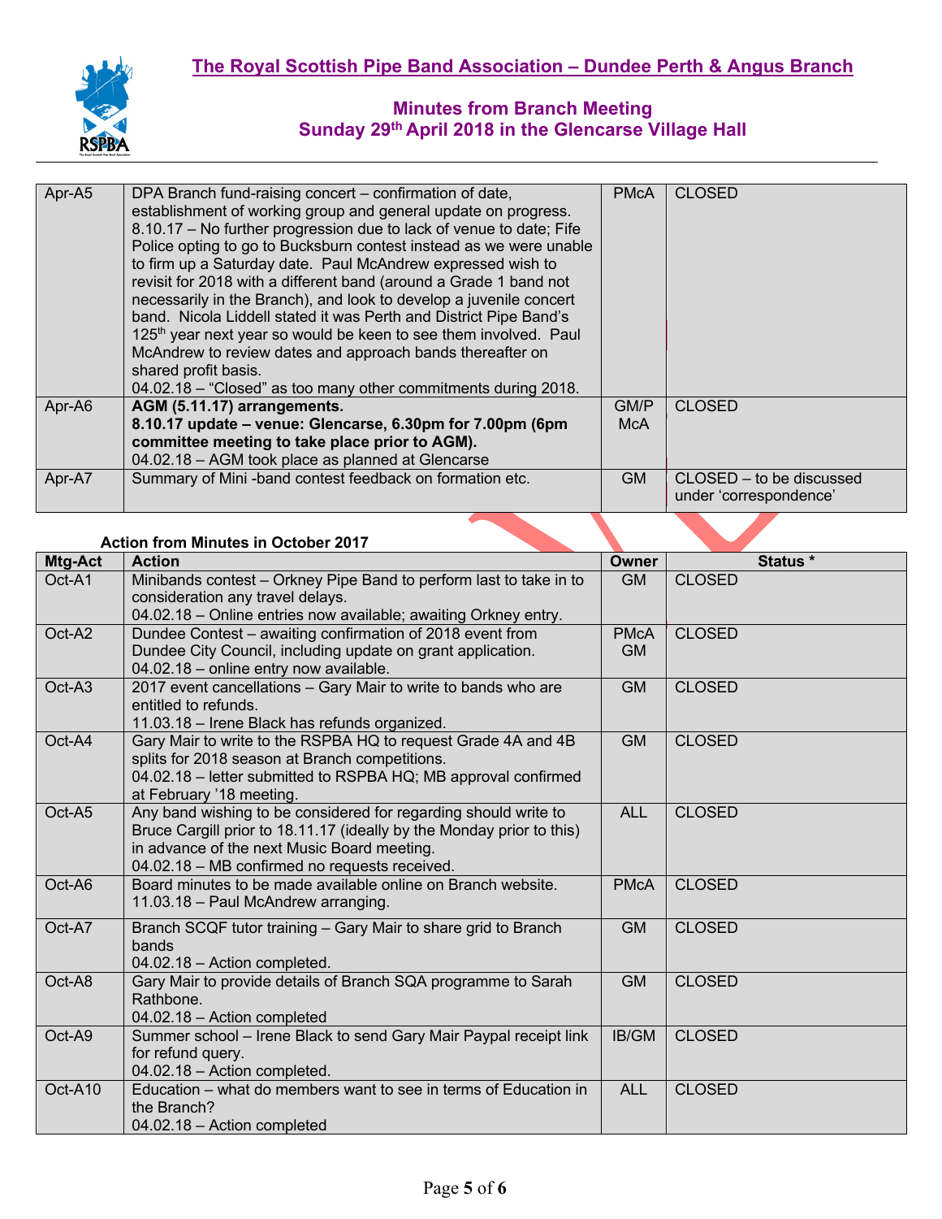# The Royal Scottish Pipe Band Association – Dundee Perth & Angus Branch

## Minutes from Branch Meeting Sunday 29th April 2018 in the Glencarse Village Hall

| | | | |
|---|---|---|---|
| Apr-A5 | DPA Branch fund-raising concert – confirmation of date, establishment of working group and general update on progress. 8.10.17 – No further progression due to lack of venue to date; Fife Police opting to go to Bucksburn contest instead as we were unable to firm up a Saturday date. Paul McAndrew expressed wish to revisit for 2018 with a different band (around a Grade 1 band not necessarily in the Branch), and look to develop a juvenile concert band. Nicola Liddell stated it was Perth and District Pipe Band's 125th year next year so would be keen to see them involved. Paul McAndrew to review dates and approach bands thereafter on shared profit basis. 04.02.18 – "Closed" as too many other commitments during 2018. | PMcA | CLOSED |
| Apr-A6 | **AGM (5.11.17) arrangements. 8.10.17 update – venue: Glencarse, 6.30pm for 7.00pm (6pm committee meeting to take place prior to AGM).** 04.02.18 – AGM took place as planned at Glencarse | GM/PMcA | CLOSED |
| Apr-A7 | Summary of Mini -band contest feedback on formation etc. | GM | CLOSED – to be discussed under 'correspondence' |

**Action from Minutes in October 2017**

| Mtg-Act | Action | Owner | Status * |
|---|---|---|---|
| Oct-A1 | Minibands contest – Orkney Pipe Band to perform last to take in to consideration any travel delays. 04.02.18 – Online entries now available; awaiting Orkney entry. | GM | CLOSED |
| Oct-A2 | Dundee Contest – awaiting confirmation of 2018 event from Dundee City Council, including update on grant application. 04.02.18 – online entry now available. | PMcA GM | CLOSED |
| Oct-A3 | 2017 event cancellations – Gary Mair to write to bands who are entitled to refunds. 11.03.18 – Irene Black has refunds organized. | GM | CLOSED |
| Oct-A4 | Gary Mair to write to the RSPBA HQ to request Grade 4A and 4B splits for 2018 season at Branch competitions. 04.02.18 – letter submitted to RSPBA HQ; MB approval confirmed at February '18 meeting. | GM | CLOSED |
| Oct-A5 | Any band wishing to be considered for regarding should write to Bruce Cargill prior to 18.11.17 (ideally by the Monday prior to this) in advance of the next Music Board meeting. 04.02.18 – MB confirmed no requests received. | ALL | CLOSED |
| Oct-A6 | Board minutes to be made available online on Branch website. 11.03.18 – Paul McAndrew arranging. | PMcA | CLOSED |
| Oct-A7 | Branch SCQF tutor training – Gary Mair to share grid to Branch bands 04.02.18 – Action completed. | GM | CLOSED |
| Oct-A8 | Gary Mair to provide details of Branch SQA programme to Sarah Rathbone. 04.02.18 – Action completed | GM | CLOSED |
| Oct-A9 | Summer school – Irene Black to send Gary Mair Paypal receipt link for refund query. 04.02.18 – Action completed. | IB/GM | CLOSED |
| Oct-A10 | Education – what do members want to see in terms of Education in the Branch? 04.02.18 – Action completed | ALL | CLOSED |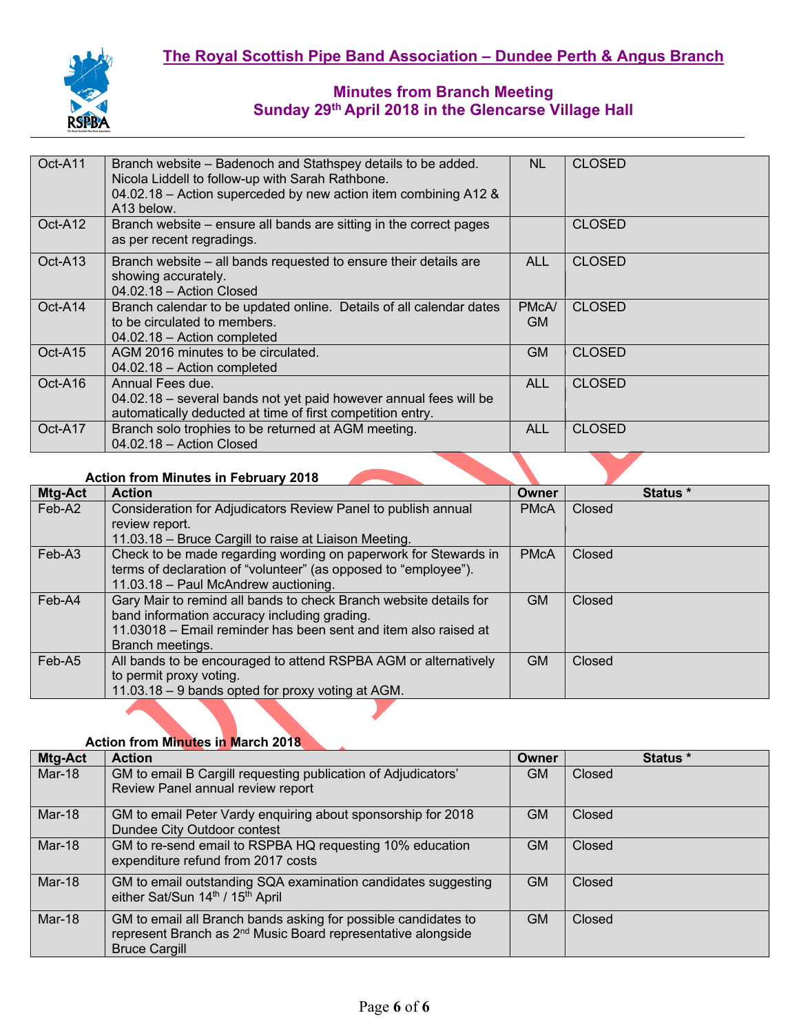## The Royal Scottish Pipe Band Association – Dundee Perth & Angus Branch

### Minutes from Branch Meeting
### Sunday 29th April 2018 in the Glencarse Village Hall

| | | | |
|---|---|---|---|
| Oct-A11 | Branch website – Badenoch and Strathspey details to be added. Nicola Liddell to follow-up with Sarah Rathbone.<br>04.02.18 – Action superceded by new action item combining A12 & A13 below. | NL | CLOSED |
| Oct-A12 | Branch website – ensure all bands are sitting in the correct pages as per recent regradings. | | CLOSED |
| Oct-A13 | Branch website – all bands requested to ensure their details are showing accurately.<br>04.02.18 – Action Closed | ALL | CLOSED |
| Oct-A14 | Branch calendar to be updated online. Details of all calendar dates to be circulated to members.<br>04.02.18 – Action completed | PMcA/ GM | CLOSED |
| Oct-A15 | AGM 2016 minutes to be circulated.<br>04.02.18 – Action completed | GM | CLOSED |
| Oct-A16 | Annual Fees due.<br>04.02.18 – several bands not yet paid however annual fees will be automatically deducted at time of first competition entry. | ALL | CLOSED |
| Oct-A17 | Branch solo trophies to be returned at AGM meeting.<br>04.02.18 – Action Closed | ALL | CLOSED |

**Action from Minutes in February 2018**

| Mtg-Act | Action | Owner | Status * |
|---|---|---|---|
| Feb-A2 | Consideration for Adjudicators Review Panel to publish annual review report.<br>11.03.18 – Bruce Cargill to raise at Liaison Meeting. | PMcA | Closed |
| Feb-A3 | Check to be made regarding wording on paperwork for Stewards in terms of declaration of "volunteer" (as opposed to "employee").<br>11.03.18 – Paul McAndrew auctioning. | PMcA | Closed |
| Feb-A4 | Gary Mair to remind all bands to check Branch website details for band information accuracy including grading.<br>11.03018 – Email reminder has been sent and item also raised at Branch meetings. | GM | Closed |
| Feb-A5 | All bands to be encouraged to attend RSPBA AGM or alternatively to permit proxy voting.<br>11.03.18 – 9 bands opted for proxy voting at AGM. | GM | Closed |

**Action from Minutes in March 2018**

| Mtg-Act | Action | Owner | Status * |
|---|---|---|---|
| Mar-18 | GM to email B Cargill requesting publication of Adjudicators' Review Panel annual review report | GM | Closed |
| Mar-18 | GM to email Peter Vardy enquiring about sponsorship for 2018 Dundee City Outdoor contest | GM | Closed |
| Mar-18 | GM to re-send email to RSPBA HQ requesting 10% education expenditure refund from 2017 costs | GM | Closed |
| Mar-18 | GM to email outstanding SQA examination candidates suggesting either Sat/Sun 14th / 15th April | GM | Closed |
| Mar-18 | GM to email all Branch bands asking for possible candidates to represent Branch as 2nd Music Board representative alongside Bruce Cargill | GM | Closed |